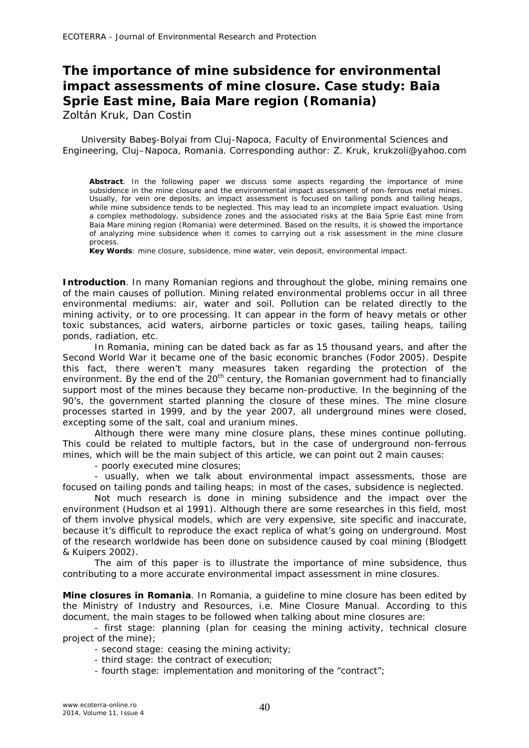# The importance of mine subsidence for environmental impact assessments of mine closure. Case study: Baia Sprie East mine, Baia Mare region (Romania)

Zoltán Kruk, Dan Costin

University Babeş-Bolyai from Cluj-Napoca, Faculty of Environmental Sciences and Engineering, Cluj–Napoca, Romania. Corresponding author: Z. Kruk, krukzoli@yahoo.com

**Abstract**. In the following paper we discuss some aspects regarding the importance of mine subsidence in the mine closure and the environmental impact assessment of non-ferrous metal mines. Usually, for vein ore deposits, an impact assessment is focused on tailing ponds and tailing heaps, while mine subsidence tends to be neglected. This may lead to an incomplete impact evaluation. Using a complex methodology, subsidence zones and the associated risks at the Baia Sprie East mine from Baia Mare mining region (Romania) were determined. Based on the results, it is showed the importance of analyzing mine subsidence when it comes to carrying out a risk assessment in the mine closure process.

**Key Words**: mine closure, subsidence, mine water, vein deposit, environmental impact.

**Introduction**. In many Romanian regions and throughout the globe, mining remains one of the main causes of pollution. Mining related environmental problems occur in all three environmental mediums: air, water and soil. Pollution can be related directly to the mining activity, or to ore processing. It can appear in the form of heavy metals or other toxic substances, acid waters, airborne particles or toxic gases, tailing heaps, tailing ponds, radiation, etc.

In Romania, mining can be dated back as far as 15 thousand years, and after the Second World War it became one of the basic economic branches (Fodor 2005). Despite this fact, there weren't many measures taken regarding the protection of the environment. By the end of the 20th century, the Romanian government had to financially support most of the mines because they became non-productive. In the beginning of the 90's, the government started planning the closure of these mines. The mine closure processes started in 1999, and by the year 2007, all underground mines were closed, excepting some of the salt, coal and uranium mines.

Although there were many mine closure plans, these mines continue polluting. This could be related to multiple factors, but in the case of underground non-ferrous mines, which will be the main subject of this article, we can point out 2 main causes:

- poorly executed mine closures;
- usually, when we talk about environmental impact assessments, those are focused on tailing ponds and tailing heaps; in most of the cases, subsidence is neglected.

Not much research is done in mining subsidence and the impact over the environment (Hudson et al 1991). Although there are some researches in this field, most of them involve physical models, which are very expensive, site specific and inaccurate, because it's difficult to reproduce the exact replica of what's going on underground. Most of the research worldwide has been done on subsidence caused by coal mining (Blodgett & Kuipers 2002).

The aim of this paper is to illustrate the importance of mine subsidence, thus contributing to a more accurate environmental impact assessment in mine closures.

**Mine closures in Romania**. In Romania, a guideline to mine closure has been edited by the Ministry of Industry and Resources, i.e. Mine Closure Manual. According to this document, the main stages to be followed when talking about mine closures are:

- first stage: planning (plan for ceasing the mining activity, technical closure project of the mine);
- second stage: ceasing the mining activity;
- third stage: the contract of execution;
- fourth stage: implementation and monitoring of the "contract";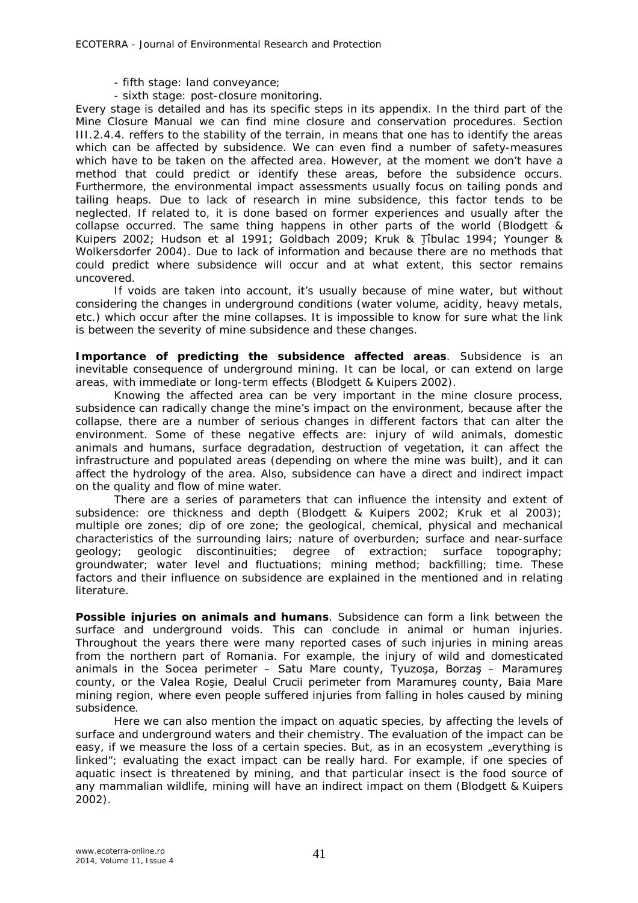- fifth stage: land conveyance;
- sixth stage: post-closure monitoring.

Every stage is detailed and has its specific steps in its appendix. In the third part of the Mine Closure Manual we can find mine closure and conservation procedures. Section III.2.4.4. reffers to the stability of the terrain, in means that one has to identify the areas which can be affected by subsidence. We can even find a number of safety-measures which have to be taken on the affected area. However, at the moment we don't have a method that could predict or identify these areas, before the subsidence occurs. Furthermore, the environmental impact assessments usually focus on tailing ponds and tailing heaps. Due to lack of research in mine subsidence, this factor tends to be neglected. If related to, it is done based on former experiences and usually after the collapse occurred. The same thing happens in other parts of the world (Blodgett & Kuipers 2002; Hudson et al 1991; Goldbach 2009; Kruk & Ţîbulac 1994; Younger & Wolkersdorfer 2004). Due to lack of information and because there are no methods that could predict where subsidence will occur and at what extent, this sector remains uncovered.

If voids are taken into account, it's usually because of mine water, but without considering the changes in underground conditions (water volume, acidity, heavy metals, etc.) which occur after the mine collapses. It is impossible to know for sure what the link is between the severity of mine subsidence and these changes.

**Importance of predicting the subsidence affected areas**. Subsidence is an inevitable consequence of underground mining. It can be local, or can extend on large areas, with immediate or long-term effects (Blodgett & Kuipers 2002).

Knowing the affected area can be very important in the mine closure process, subsidence can radically change the mine's impact on the environment, because after the collapse, there are a number of serious changes in different factors that can alter the environment. Some of these negative effects are: injury of wild animals, domestic animals and humans, surface degradation, destruction of vegetation, it can affect the infrastructure and populated areas (depending on where the mine was built), and it can affect the hydrology of the area. Also, subsidence can have a direct and indirect impact on the quality and flow of mine water.

There are a series of parameters that can influence the intensity and extent of subsidence: ore thickness and depth (Blodgett & Kuipers 2002; Kruk et al 2003); multiple ore zones; dip of ore zone; the geological, chemical, physical and mechanical characteristics of the surrounding lairs; nature of overburden; surface and near-surface geology; geologic discontinuities; degree of extraction; surface topography; groundwater; water level and fluctuations; mining method; backfilling; time. These factors and their influence on subsidence are explained in the mentioned and in relating literature.

**Possible injuries on animals and humans**. Subsidence can form a link between the surface and underground voids. This can conclude in animal or human injuries. Throughout the years there were many reported cases of such injuries in mining areas from the northern part of Romania. For example, the injury of wild and domesticated animals in the Socea perimeter – Satu Mare county, Tyuzoşa, Borzaş – Maramureş county, or the Valea Roşie, Dealul Crucii perimeter from Maramureş county, Baia Mare mining region, where even people suffered injuries from falling in holes caused by mining subsidence.

Here we can also mention the impact on aquatic species, by affecting the levels of surface and underground waters and their chemistry. The evaluation of the impact can be easy, if we measure the loss of a certain species. But, as in an ecosystem „everything is linked"; evaluating the exact impact can be really hard. For example, if one species of aquatic insect is threatened by mining, and that particular insect is the food source of any mammalian wildlife, mining will have an indirect impact on them (Blodgett & Kuipers 2002).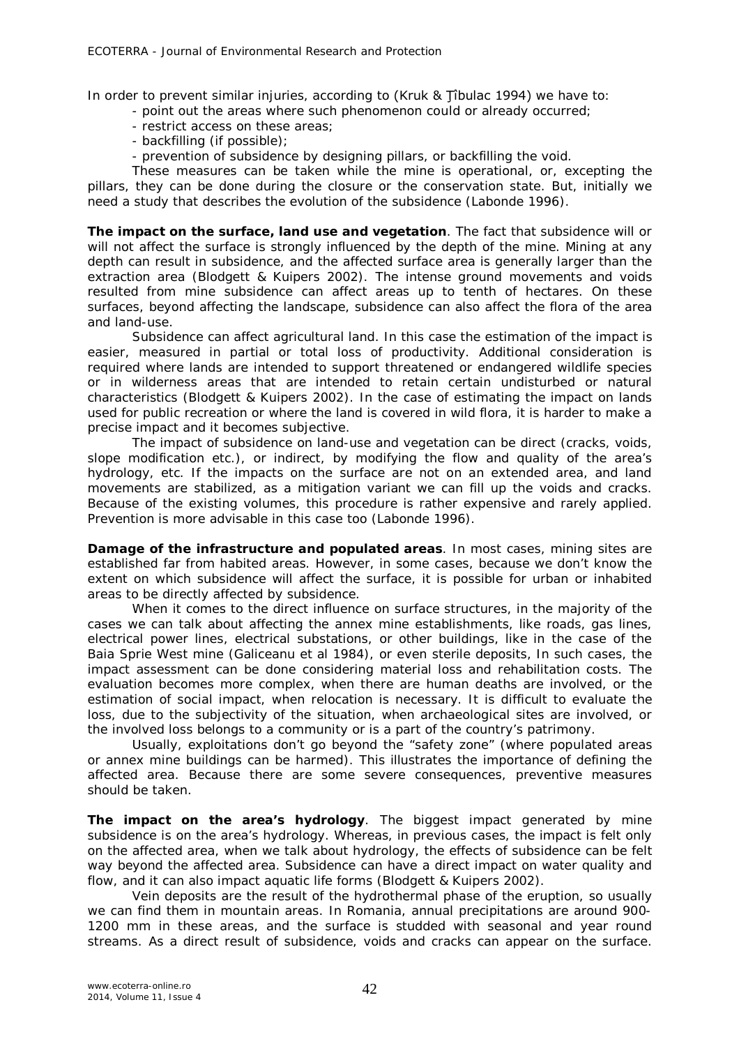In order to prevent similar injuries, according to (Kruk & Ţîbulac 1994) we have to:

- point out the areas where such phenomenon could or already occurred;
- restrict access on these areas;
- backfilling (if possible);
- prevention of subsidence by designing pillars, or backfilling the void.

These measures can be taken while the mine is operational, or, excepting the pillars, they can be done during the closure or the conservation state. But, initially we need a study that describes the evolution of the subsidence (Labonde 1996).

**The impact on the surface, land use and vegetation**. The fact that subsidence will or will not affect the surface is strongly influenced by the depth of the mine. Mining at any depth can result in subsidence, and the affected surface area is generally larger than the extraction area (Blodgett & Kuipers 2002). The intense ground movements and voids resulted from mine subsidence can affect areas up to tenth of hectares. On these surfaces, beyond affecting the landscape, subsidence can also affect the flora of the area and land-use.

Subsidence can affect agricultural land. In this case the estimation of the impact is easier, measured in partial or total loss of productivity. Additional consideration is required where lands are intended to support threatened or endangered wildlife species or in wilderness areas that are intended to retain certain undisturbed or natural characteristics (Blodgett & Kuipers 2002). In the case of estimating the impact on lands used for public recreation or where the land is covered in wild flora, it is harder to make a precise impact and it becomes subjective.

The impact of subsidence on land-use and vegetation can be direct (cracks, voids, slope modification etc.), or indirect, by modifying the flow and quality of the area's hydrology, etc. If the impacts on the surface are not on an extended area, and land movements are stabilized, as a mitigation variant we can fill up the voids and cracks. Because of the existing volumes, this procedure is rather expensive and rarely applied. Prevention is more advisable in this case too (Labonde 1996).

**Damage of the infrastructure and populated areas**. In most cases, mining sites are established far from habited areas. However, in some cases, because we don't know the extent on which subsidence will affect the surface, it is possible for urban or inhabited areas to be directly affected by subsidence.

When it comes to the direct influence on surface structures, in the majority of the cases we can talk about affecting the annex mine establishments, like roads, gas lines, electrical power lines, electrical substations, or other buildings, like in the case of the Baia Sprie West mine (Galiceanu et al 1984), or even sterile deposits, In such cases, the impact assessment can be done considering material loss and rehabilitation costs. The evaluation becomes more complex, when there are human deaths are involved, or the estimation of social impact, when relocation is necessary. It is difficult to evaluate the loss, due to the subjectivity of the situation, when archaeological sites are involved, or the involved loss belongs to a community or is a part of the country's patrimony.

Usually, exploitations don't go beyond the "safety zone" (where populated areas or annex mine buildings can be harmed). This illustrates the importance of defining the affected area. Because there are some severe consequences, preventive measures should be taken.

**The impact on the area's hydrology**. The biggest impact generated by mine subsidence is on the area's hydrology. Whereas, in previous cases, the impact is felt only on the affected area, when we talk about hydrology, the effects of subsidence can be felt way beyond the affected area. Subsidence can have a direct impact on water quality and flow, and it can also impact aquatic life forms (Blodgett & Kuipers 2002).

Vein deposits are the result of the hydrothermal phase of the eruption, so usually we can find them in mountain areas. In Romania, annual precipitations are around 900-1200 mm in these areas, and the surface is studded with seasonal and year round streams. As a direct result of subsidence, voids and cracks can appear on the surface.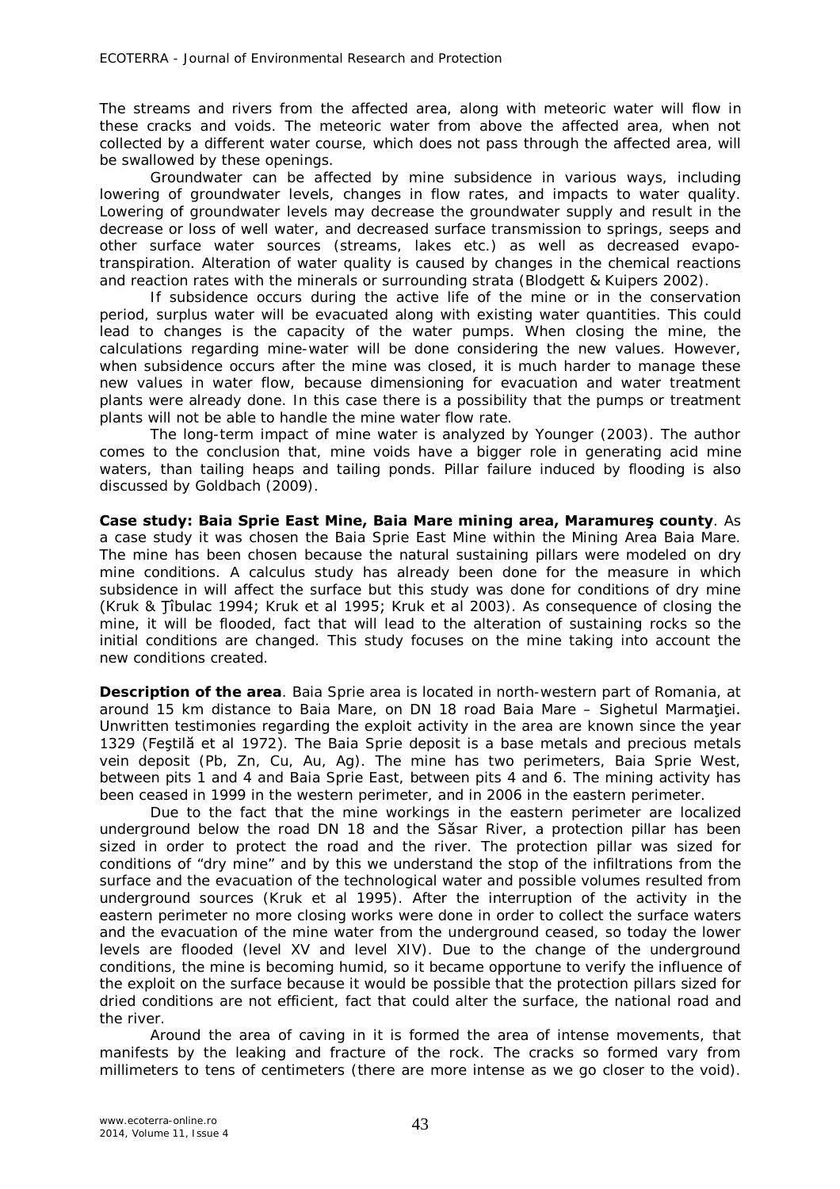The streams and rivers from the affected area, along with meteoric water will flow in these cracks and voids. The meteoric water from above the affected area, when not collected by a different water course, which does not pass through the affected area, will be swallowed by these openings.

Groundwater can be affected by mine subsidence in various ways, including lowering of groundwater levels, changes in flow rates, and impacts to water quality. Lowering of groundwater levels may decrease the groundwater supply and result in the decrease or loss of well water, and decreased surface transmission to springs, seeps and other surface water sources (streams, lakes etc.) as well as decreased evapo-transpiration. Alteration of water quality is caused by changes in the chemical reactions and reaction rates with the minerals or surrounding strata (Blodgett & Kuipers 2002).

If subsidence occurs during the active life of the mine or in the conservation period, surplus water will be evacuated along with existing water quantities. This could lead to changes is the capacity of the water pumps. When closing the mine, the calculations regarding mine-water will be done considering the new values. However, when subsidence occurs after the mine was closed, it is much harder to manage these new values in water flow, because dimensioning for evacuation and water treatment plants were already done. In this case there is a possibility that the pumps or treatment plants will not be able to handle the mine water flow rate.

The long-term impact of mine water is analyzed by Younger (2003). The author comes to the conclusion that, mine voids have a bigger role in generating acid mine waters, than tailing heaps and tailing ponds. Pillar failure induced by flooding is also discussed by Goldbach (2009).

**Case study: Baia Sprie East Mine, Baia Mare mining area, Maramureş county**. As a case study it was chosen the Baia Sprie East Mine within the Mining Area Baia Mare. The mine has been chosen because the natural sustaining pillars were modeled on dry mine conditions. A calculus study has already been done for the measure in which subsidence in will affect the surface but this study was done for conditions of dry mine (Kruk & Ţîbulac 1994; Kruk et al 1995; Kruk et al 2003). As consequence of closing the mine, it will be flooded, fact that will lead to the alteration of sustaining rocks so the initial conditions are changed. This study focuses on the mine taking into account the new conditions created.

**Description of the area**. Baia Sprie area is located in north-western part of Romania, at around 15 km distance to Baia Mare, on DN 18 road Baia Mare – Sighetul Marmaţiei. Unwritten testimonies regarding the exploit activity in the area are known since the year 1329 (Feştilă et al 1972). The Baia Sprie deposit is a base metals and precious metals vein deposit (Pb, Zn, Cu, Au, Ag). The mine has two perimeters, Baia Sprie West, between pits 1 and 4 and Baia Sprie East, between pits 4 and 6. The mining activity has been ceased in 1999 in the western perimeter, and in 2006 in the eastern perimeter.

Due to the fact that the mine workings in the eastern perimeter are localized underground below the road DN 18 and the Săsar River, a protection pillar has been sized in order to protect the road and the river. The protection pillar was sized for conditions of "dry mine" and by this we understand the stop of the infiltrations from the surface and the evacuation of the technological water and possible volumes resulted from underground sources (Kruk et al 1995). After the interruption of the activity in the eastern perimeter no more closing works were done in order to collect the surface waters and the evacuation of the mine water from the underground ceased, so today the lower levels are flooded (level XV and level XIV). Due to the change of the underground conditions, the mine is becoming humid, so it became opportune to verify the influence of the exploit on the surface because it would be possible that the protection pillars sized for dried conditions are not efficient, fact that could alter the surface, the national road and the river.

Around the area of caving in it is formed the area of intense movements, that manifests by the leaking and fracture of the rock. The cracks so formed vary from millimeters to tens of centimeters (there are more intense as we go closer to the void).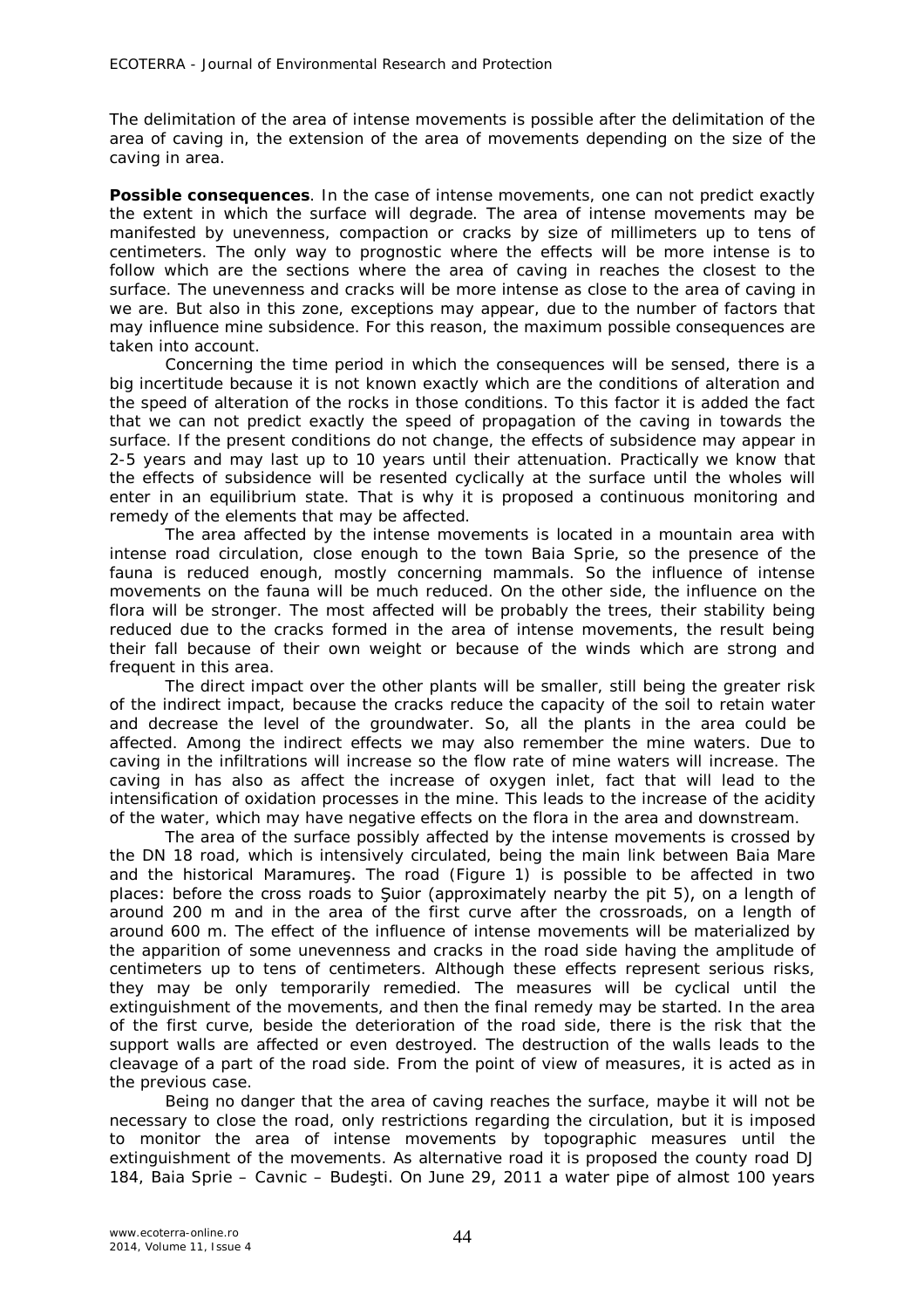The delimitation of the area of intense movements is possible after the delimitation of the area of caving in, the extension of the area of movements depending on the size of the caving in area.

**Possible consequences**. In the case of intense movements, one can not predict exactly the extent in which the surface will degrade. The area of intense movements may be manifested by unevenness, compaction or cracks by size of millimeters up to tens of centimeters. The only way to prognostic where the effects will be more intense is to follow which are the sections where the area of caving in reaches the closest to the surface. The unevenness and cracks will be more intense as close to the area of caving in we are. But also in this zone, exceptions may appear, due to the number of factors that may influence mine subsidence. For this reason, the maximum possible consequences are taken into account.

Concerning the time period in which the consequences will be sensed, there is a big incertitude because it is not known exactly which are the conditions of alteration and the speed of alteration of the rocks in those conditions. To this factor it is added the fact that we can not predict exactly the speed of propagation of the caving in towards the surface. If the present conditions do not change, the effects of subsidence may appear in 2-5 years and may last up to 10 years until their attenuation. Practically we know that the effects of subsidence will be resented cyclically at the surface until the wholes will enter in an equilibrium state. That is why it is proposed a continuous monitoring and remedy of the elements that may be affected.

The area affected by the intense movements is located in a mountain area with intense road circulation, close enough to the town Baia Sprie, so the presence of the fauna is reduced enough, mostly concerning mammals. So the influence of intense movements on the fauna will be much reduced. On the other side, the influence on the flora will be stronger. The most affected will be probably the trees, their stability being reduced due to the cracks formed in the area of intense movements, the result being their fall because of their own weight or because of the winds which are strong and frequent in this area.

The direct impact over the other plants will be smaller, still being the greater risk of the indirect impact, because the cracks reduce the capacity of the soil to retain water and decrease the level of the groundwater. So, all the plants in the area could be affected. Among the indirect effects we may also remember the mine waters. Due to caving in the infiltrations will increase so the flow rate of mine waters will increase. The caving in has also as affect the increase of oxygen inlet, fact that will lead to the intensification of oxidation processes in the mine. This leads to the increase of the acidity of the water, which may have negative effects on the flora in the area and downstream.

The area of the surface possibly affected by the intense movements is crossed by the DN 18 road, which is intensively circulated, being the main link between Baia Mare and the historical Maramureş. The road (Figure 1) is possible to be affected in two places: before the cross roads to Şuior (approximately nearby the pit 5), on a length of around 200 m and in the area of the first curve after the crossroads, on a length of around 600 m. The effect of the influence of intense movements will be materialized by the apparition of some unevenness and cracks in the road side having the amplitude of centimeters up to tens of centimeters. Although these effects represent serious risks, they may be only temporarily remedied. The measures will be cyclical until the extinguishment of the movements, and then the final remedy may be started. In the area of the first curve, beside the deterioration of the road side, there is the risk that the support walls are affected or even destroyed. The destruction of the walls leads to the cleavage of a part of the road side. From the point of view of measures, it is acted as in the previous case.

Being no danger that the area of caving reaches the surface, maybe it will not be necessary to close the road, only restrictions regarding the circulation, but it is imposed to monitor the area of intense movements by topographic measures until the extinguishment of the movements. As alternative road it is proposed the county road DJ 184, Baia Sprie – Cavnic – Budeşti. On June 29, 2011 a water pipe of almost 100 years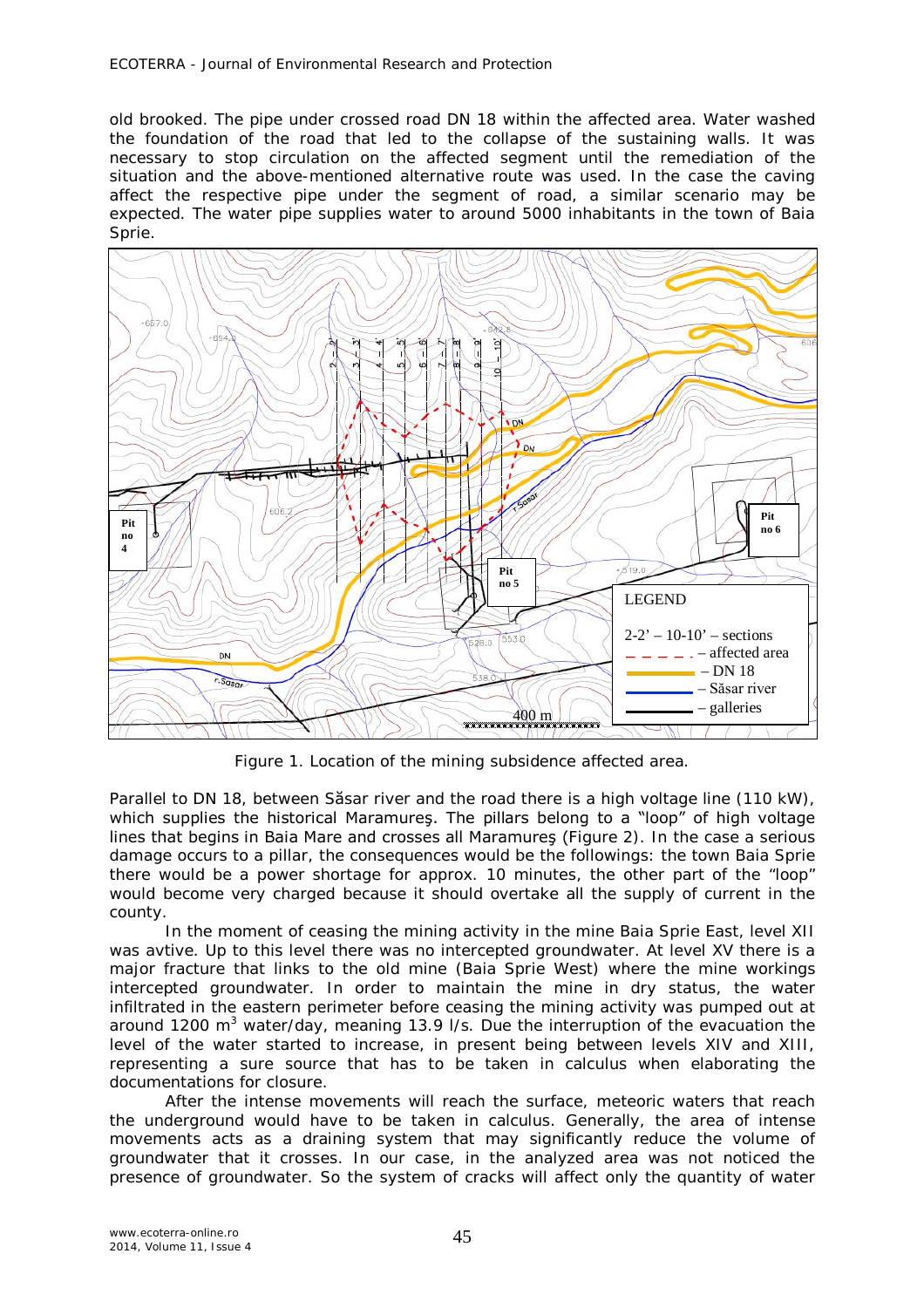old brooked. The pipe under crossed road DN 18 within the affected area. Water washed the foundation of the road that led to the collapse of the sustaining walls. It was necessary to stop circulation on the affected segment until the remediation of the situation and the above-mentioned alternative route was used. In the case the caving affect the respective pipe under the segment of road, a similar scenario may be expected. The water pipe supplies water to around 5000 inhabitants in the town of Baia Sprie.

Figure 1. Location of the mining subsidence affected area.

Parallel to DN 18, between Săsar river and the road there is a high voltage line (110 kW), which supplies the historical Maramureş. The pillars belong to a "loop" of high voltage lines that begins in Baia Mare and crosses all Maramureş (Figure 2). In the case a serious damage occurs to a pillar, the consequences would be the followings: the town Baia Sprie there would be a power shortage for approx. 10 minutes, the other part of the "loop" would become very charged because it should overtake all the supply of current in the county.

In the moment of ceasing the mining activity in the mine Baia Sprie East, level XII was avtive. Up to this level there was no intercepted groundwater. At level XV there is a major fracture that links to the old mine (Baia Sprie West) where the mine workings intercepted groundwater. In order to maintain the mine in dry status, the water infiltrated in the eastern perimeter before ceasing the mining activity was pumped out at around 1200 $m^3$ water/day, meaning 13.9 l/s. Due the interruption of the evacuation the level of the water started to increase, in present being between levels XIV and XIII, representing a sure source that has to be taken in calculus when elaborating the documentations for closure.

After the intense movements will reach the surface, meteoric waters that reach the underground would have to be taken in calculus. Generally, the area of intense movements acts as a draining system that may significantly reduce the volume of groundwater that it crosses. In our case, in the analyzed area was not noticed the presence of groundwater. So the system of cracks will affect only the quantity of water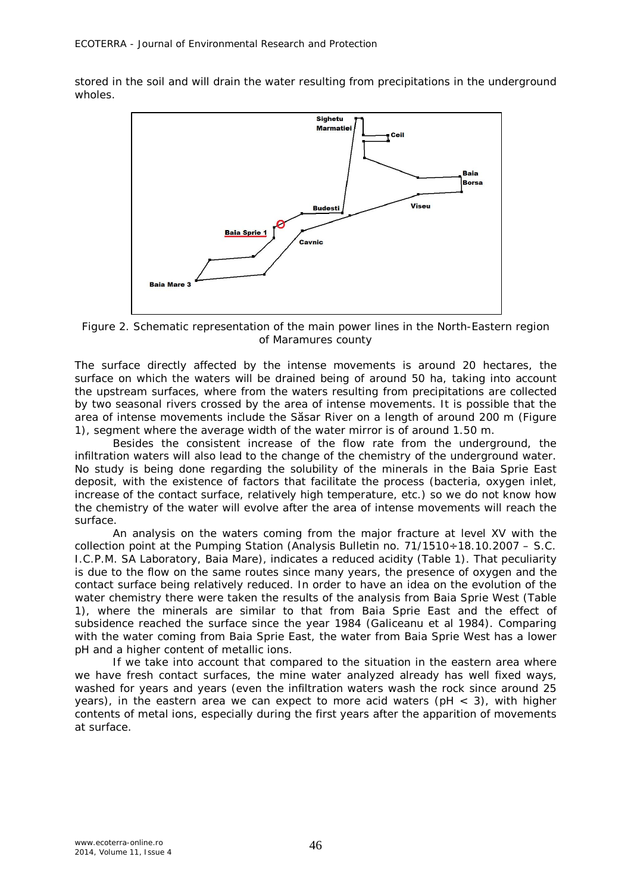stored in the soil and will drain the water resulting from precipitations in the underground wholes.

Figure 2. Schematic representation of the main power lines in the North-Eastern region of Maramures county

The surface directly affected by the intense movements is around 20 hectares, the surface on which the waters will be drained being of around 50 ha, taking into account the upstream surfaces, where from the waters resulting from precipitations are collected by two seasonal rivers crossed by the area of intense movements. It is possible that the area of intense movements include the Săsar River on a length of around 200 m (Figure 1), segment where the average width of the water mirror is of around 1.50 m.

Besides the consistent increase of the flow rate from the underground, the infiltration waters will also lead to the change of the chemistry of the underground water. No study is being done regarding the solubility of the minerals in the Baia Sprie East deposit, with the existence of factors that facilitate the process (bacteria, oxygen inlet, increase of the contact surface, relatively high temperature, etc.) so we do not know how the chemistry of the water will evolve after the area of intense movements will reach the surface.

An analysis on the waters coming from the major fracture at level XV with the collection point at the Pumping Station (Analysis Bulletin no. 71/1510÷18.10.2007 – S.C. I.C.P.M. SA Laboratory, Baia Mare), indicates a reduced acidity (Table 1). That peculiarity is due to the flow on the same routes since many years, the presence of oxygen and the contact surface being relatively reduced. In order to have an idea on the evolution of the water chemistry there were taken the results of the analysis from Baia Sprie West (Table 1), where the minerals are similar to that from Baia Sprie East and the effect of subsidence reached the surface since the year 1984 (Galiceanu et al 1984). Comparing with the water coming from Baia Sprie East, the water from Baia Sprie West has a lower pH and a higher content of metallic ions.

If we take into account that compared to the situation in the eastern area where we have fresh contact surfaces, the mine water analyzed already has well fixed ways, washed for years and years (even the infiltration waters wash the rock since around 25 years), in the eastern area we can expect to more acid waters ($pH < 3$), with higher contents of metal ions, especially during the first years after the apparition of movements at surface.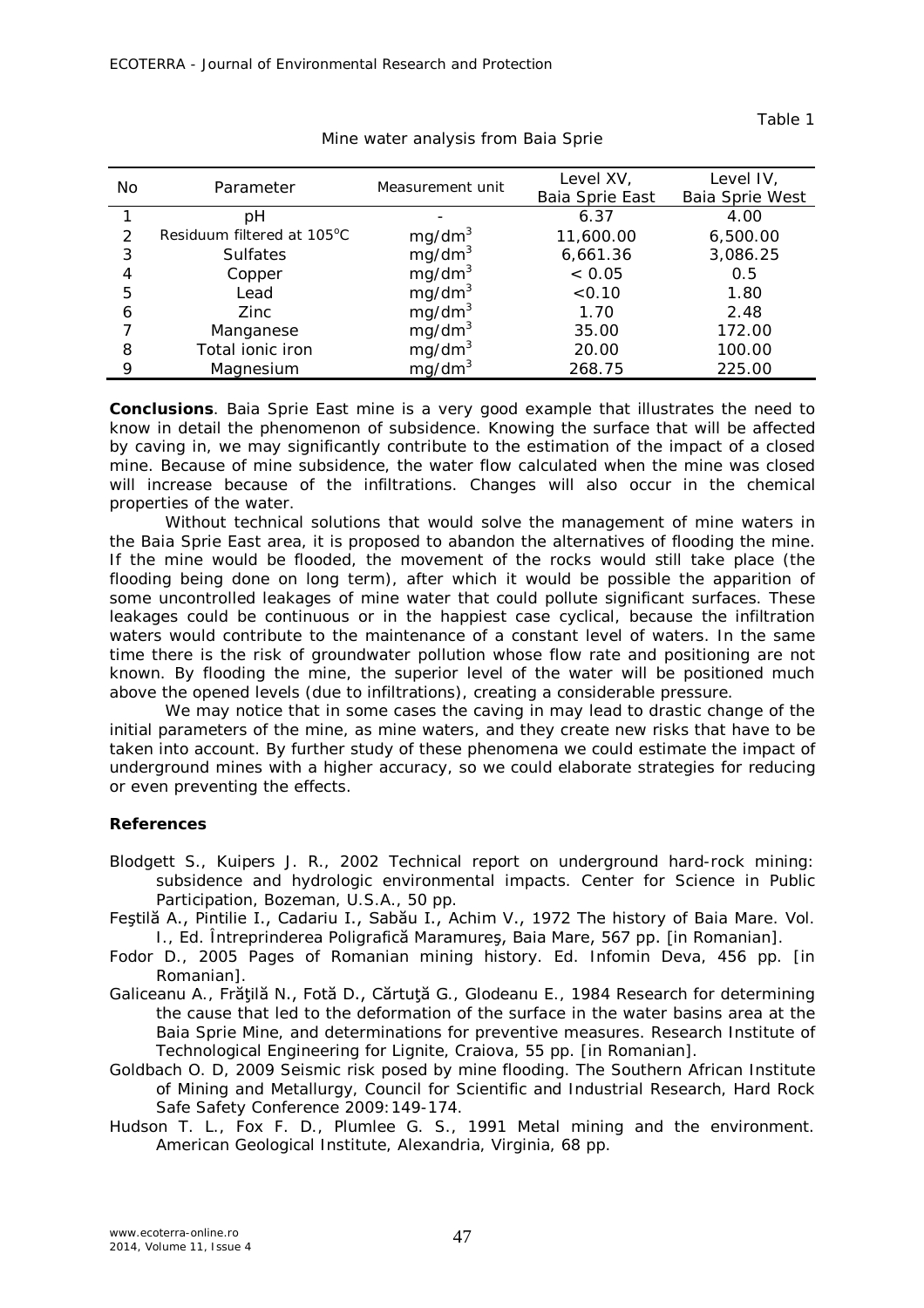Table 1

Mine water analysis from Baia Sprie

| No | Parameter | Measurement unit | Level XV, Baia Sprie East | Level IV, Baia Sprie West |
|---|---|---|---|---|
| 1 | pH | - | 6.37 | 4.00 |
| 2 | Residuum filtered at 105°C | $mg/dm^3$ | 11,600.00 | 6,500.00 |
| 3 | Sulfates | $mg/dm^3$ | 6,661.36 | 3,086.25 |
| 4 | Copper | $mg/dm^3$ | < 0.05 | 0.5 |
| 5 | Lead | $mg/dm^3$ | <0.10 | 1.80 |
| 6 | Zinc | $mg/dm^3$ | 1.70 | 2.48 |
| 7 | Manganese | $mg/dm^3$ | 35.00 | 172.00 |
| 8 | Total ionic iron | $mg/dm^3$ | 20.00 | 100.00 |
| 9 | Magnesium | $mg/dm^3$ | 268.75 | 225.00 |

**Conclusions**. Baia Sprie East mine is a very good example that illustrates the need to know in detail the phenomenon of subsidence. Knowing the surface that will be affected by caving in, we may significantly contribute to the estimation of the impact of a closed mine. Because of mine subsidence, the water flow calculated when the mine was closed will increase because of the infiltrations. Changes will also occur in the chemical properties of the water.

Without technical solutions that would solve the management of mine waters in the Baia Sprie East area, it is proposed to abandon the alternatives of flooding the mine. If the mine would be flooded, the movement of the rocks would still take place (the flooding being done on long term), after which it would be possible the apparition of some uncontrolled leakages of mine water that could pollute significant surfaces. These leakages could be continuous or in the happiest case cyclical, because the infiltration waters would contribute to the maintenance of a constant level of waters. In the same time there is the risk of groundwater pollution whose flow rate and positioning are not known. By flooding the mine, the superior level of the water will be positioned much above the opened levels (due to infiltrations), creating a considerable pressure.

We may notice that in some cases the caving in may lead to drastic change of the initial parameters of the mine, as mine waters, and they create new risks that have to be taken into account. By further study of these phenomena we could estimate the impact of underground mines with a higher accuracy, so we could elaborate strategies for reducing or even preventing the effects.

**References**

Blodgett S., Kuipers J. R., 2002 Technical report on underground hard-rock mining: subsidence and hydrologic environmental impacts. Center for Science in Public Participation, Bozeman, U.S.A., 50 pp.

Feştilă A., Pintilie I., Cadariu I., Sabău I., Achim V., 1972 The history of Baia Mare. Vol. I., Ed. Întreprinderea Poligrafică Maramureş, Baia Mare, 567 pp. [in Romanian].

Fodor D., 2005 Pages of Romanian mining history. Ed. Infomin Deva, 456 pp. [in Romanian].

Galiceanu A., Frăţilă N., Fotă D., Cărtuţă G., Glodeanu E., 1984 Research for determining the cause that led to the deformation of the surface in the water basins area at the Baia Sprie Mine, and determinations for preventive measures. Research Institute of Technological Engineering for Lignite, Craiova, 55 pp. [in Romanian].

Goldbach O. D, 2009 Seismic risk posed by mine flooding. The Southern African Institute of Mining and Metallurgy, Council for Scientific and Industrial Research, Hard Rock Safe Safety Conference 2009:149-174.

Hudson T. L., Fox F. D., Plumlee G. S., 1991 Metal mining and the environment. American Geological Institute, Alexandria, Virginia, 68 pp.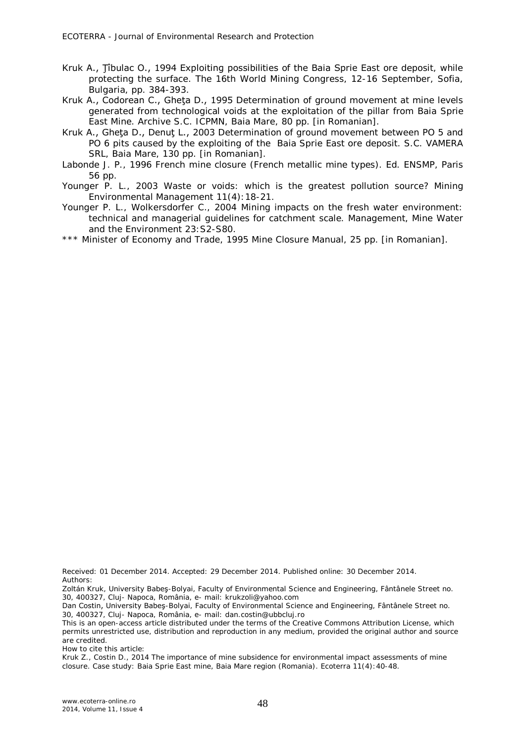Kruk A., Ţîbulac O., 1994 Exploiting possibilities of the Baia Sprie East ore deposit, while protecting the surface. The 16th World Mining Congress, 12-16 September, Sofia, Bulgaria, pp. 384-393.

Kruk A., Codorean C., Gheţa D., 1995 Determination of ground movement at mine levels generated from technological voids at the exploitation of the pillar from Baia Sprie East Mine. Archive S.C. ICPMN, Baia Mare, 80 pp. [in Romanian].

Kruk A., Gheţa D., Denuţ L., 2003 Determination of ground movement between PO 5 and PO 6 pits caused by the exploiting of the Baia Sprie East ore deposit. S.C. VAMERA SRL, Baia Mare, 130 pp. [in Romanian].

Labonde J. P., 1996 French mine closure (French metallic mine types). Ed. ENSMP, Paris 56 pp.

Younger P. L., 2003 Waste or voids: which is the greatest pollution source? Mining Environmental Management 11(4):18-21.

Younger P. L., Wolkersdorfer C., 2004 Mining impacts on the fresh water environment: technical and managerial guidelines for catchment scale. Management, Mine Water and the Environment 23:S2-S80.

*** Minister of Economy and Trade, 1995 Mine Closure Manual, 25 pp. [in Romanian].

Received: 01 December 2014. Accepted: 29 December 2014. Published online: 30 December 2014.

Authors:

Zoltán Kruk, University Babeş-Bolyai, Faculty of Environmental Science and Engineering, Fântânele Street no. 30, 400327, Cluj- Napoca, România, e- mail: krukzoli@yahoo.com

Dan Costin, University Babeş-Bolyai, Faculty of Environmental Science and Engineering, Fântânele Street no. 30, 400327, Cluj- Napoca, România, e- mail: dan.costin@ubbcluj.ro

This is an open-access article distributed under the terms of the Creative Commons Attribution License, which permits unrestricted use, distribution and reproduction in any medium, provided the original author and source are credited.

How to cite this article:

Kruk Z., Costin D., 2014 The importance of mine subsidence for environmental impact assessments of mine closure. Case study: Baia Sprie East mine, Baia Mare region (Romania). Ecoterra 11(4):40-48.